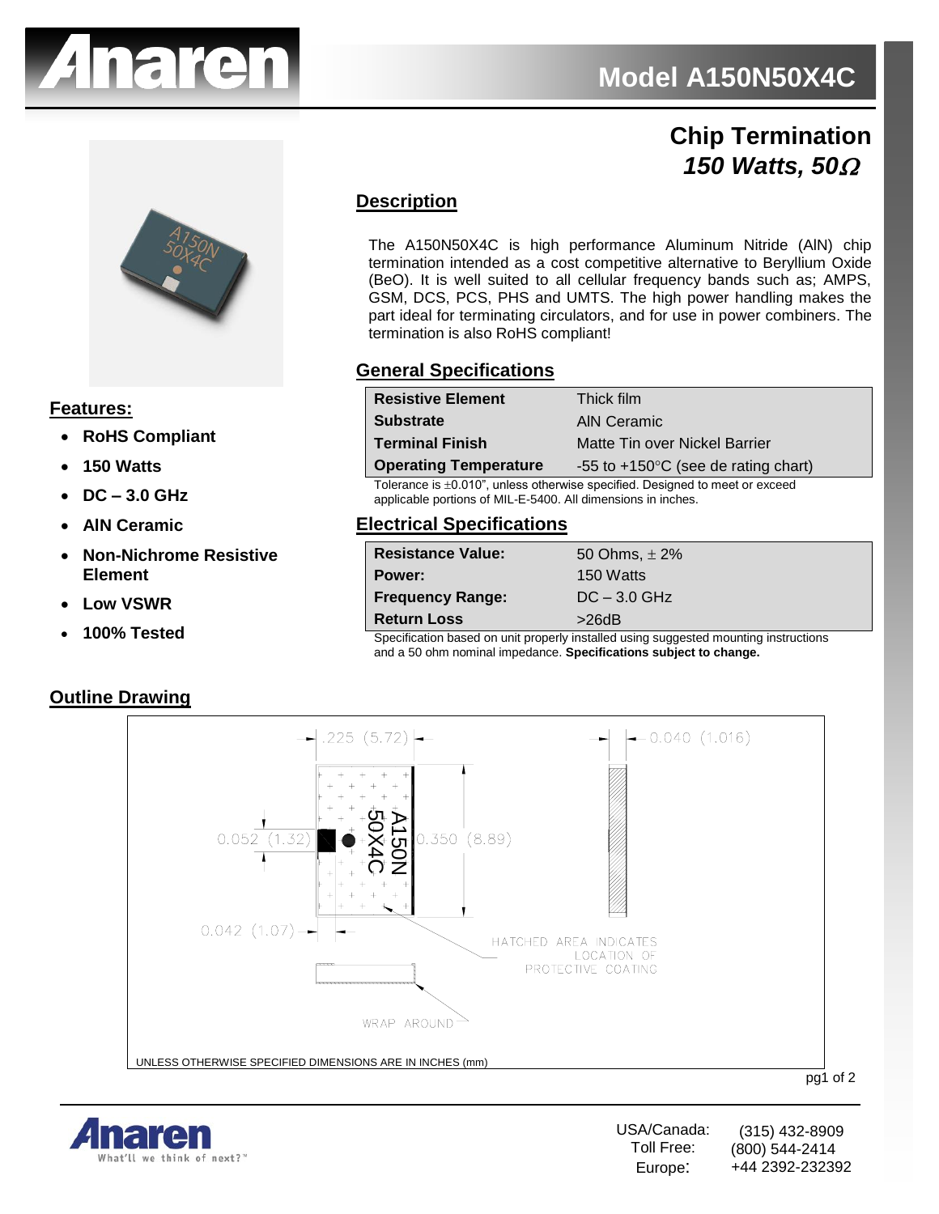# Model A150N50X4C

## Chip Termination
### *150 Watts, 50Ω*

## Description

The A150N50X4C is high performance Aluminum Nitride (AlN) chip termination intended as a cost competitive alternative to Beryllium Oxide (BeO). It is well suited to all cellular frequency bands such as; AMPS, GSM, DCS, PCS, PHS and UMTS. The high power handling makes the part ideal for terminating circulators, and for use in power combiners. The termination is also RoHS compliant!

## Features:

- **RoHS Compliant**
- **150 Watts**
- **DC – 3.0 GHz**
- **AlN Ceramic**
- **Non-Nichrome Resistive Element**
- **Low VSWR**
- **100% Tested**

## General Specifications

| | |
|---|---|
| **Resistive Element** | Thick film |
| **Substrate** | AlN Ceramic |
| **Terminal Finish** | Matte Tin over Nickel Barrier |
| **Operating Temperature** | -55 to +150°C (see de rating chart) |

Tolerance is ±0.010", unless otherwise specified. Designed to meet or exceed applicable portions of MIL-E-5400. All dimensions in inches.

## Electrical Specifications

| | |
|---|---|
| **Resistance Value:** | 50 Ohms, ± 2% |
| **Power:** | 150 Watts |
| **Frequency Range:** | DC – 3.0 GHz |
| **Return Loss** | >26dB |

Specification based on unit properly installed using suggested mounting instructions and a 50 ohm nominal impedance. **Specifications subject to change.**

## Outline Drawing

.225 (5.72)

0.040 (1.016)

0.052 (1.32)

0.350 (8.89)

A150N 50X4C

0.042 (1.07)

HATCHED AREA INDICATES LOCATION OF PROTECTIVE COATING

WRAP AROUND

UNLESS OTHERWISE SPECIFIED DIMENSIONS ARE IN INCHES (mm)

USA/Canada: (315) 432-8909
Toll Free: (800) 544-2414
Europe: +44 2392-232392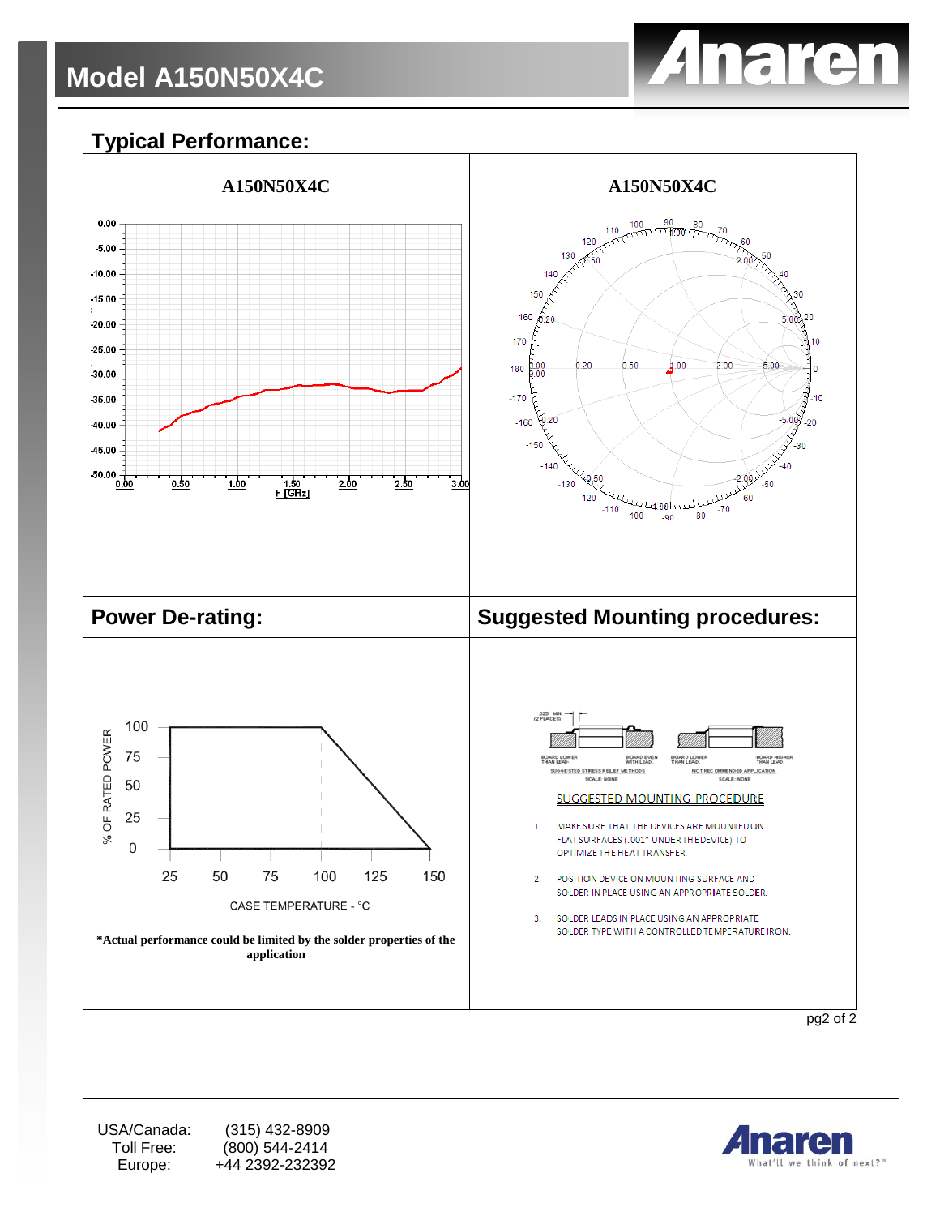# Model A150N50X4C

## Typical Performance:

A150N50X4C

0.00
-5.00
-10.00
-15.00
-20.00
-25.00
-30.00
-35.00
-40.00
-45.00
-50.00
0.00
0.50
1.00
1.50
2.00
2.50
3.00
F [GHz]

A150N50X4C

## Power De-rating:

% OF RATED POWER
100
75
50
25
0
25
50
75
100
125
150
CASE TEMPERATURE - °C

**\*Actual performance could be limited by the solder properties of the application**

## Suggested Mounting procedures:

.025 MIN. (2 PLACES)

BOARD LOWER THAN LEAD. BOARD EVEN WITH LEAD.
SUGGESTED STRESS RELIEF METHODS
SCALE: NONE

BOARD LOWER THAN LEAD. BOARD HIGHER THAN LEAD.
NOT RECOMMENDED APPLICATION
SCALE: NONE

SUGGESTED MOUNTING PROCEDURE

1. MAKE SURE THAT THE DEVICES ARE MOUNTED ON FLAT SURFACES (.001" UNDER THE DEVICE) TO OPTIMIZE THE HEAT TRANSFER.
2. POSITION DEVICE ON MOUNTING SURFACE AND SOLDER IN PLACE USING AN APPROPRIATE SOLDER.
3. SOLDER LEADS IN PLACE USING AN APPROPRIATE SOLDER TYPE WITH A CONTROLLED TEMPERATURE IRON.

USA/Canada: (315) 432-8909
Toll Free: (800) 544-2414
Europe: +44 2392-232392